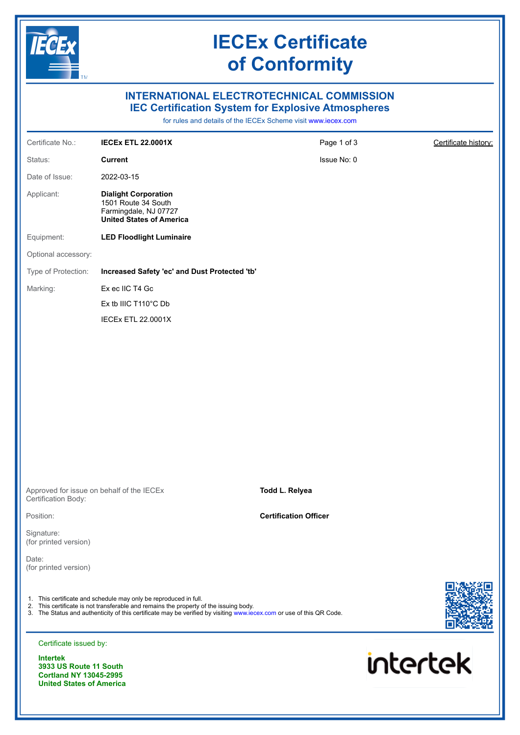# IECEx Certificate of Conformity

## INTERNATIONAL ELECTROTECHNICAL COMMISSION
## IEC Certification System for Explosive Atmospheres

for rules and details of the IECEx Scheme visit www.iecex.com

| | | | |
|---|---|---|---|
| Certificate No.: | **IECEx ETL 22.0001X** | Page 1 of 3 | Certificate history: |
| Status: | **Current** | Issue No: 0 | |
| Date of Issue: | 2022-03-15 | | |
| Applicant: | **Dialight Corporation**<br>1501 Route 34 South<br>Farmingdale, NJ 07727<br>**United States of America** | | |
| Equipment: | **LED Floodlight Luminaire** | | |
| Optional accessory: | | | |
| Type of Protection: | **Increased Safety 'ec' and Dust Protected 'tb'** | | |
| Marking: | Ex ec IIC T4 Gc<br>Ex tb IIIC T110°C Db<br>IECEx ETL 22.0001X | | |

| | |
|---|---|
| Approved for issue on behalf of the IECEx Certification Body: | **Todd L. Relyea** |
| Position: | **Certification Officer** |
| Signature:<br>(for printed version) | |
| Date:<br>(for printed version) | |

1. This certificate and schedule may only be reproduced in full.
2. This certificate is not transferable and remains the property of the issuing body.
3. The Status and authenticity of this certificate may be verified by visiting www.iecex.com or use of this QR Code.

Certificate issued by:

**Intertek**
**3933 US Route 11 South**
**Cortland NY 13045-2995**
**United States of America**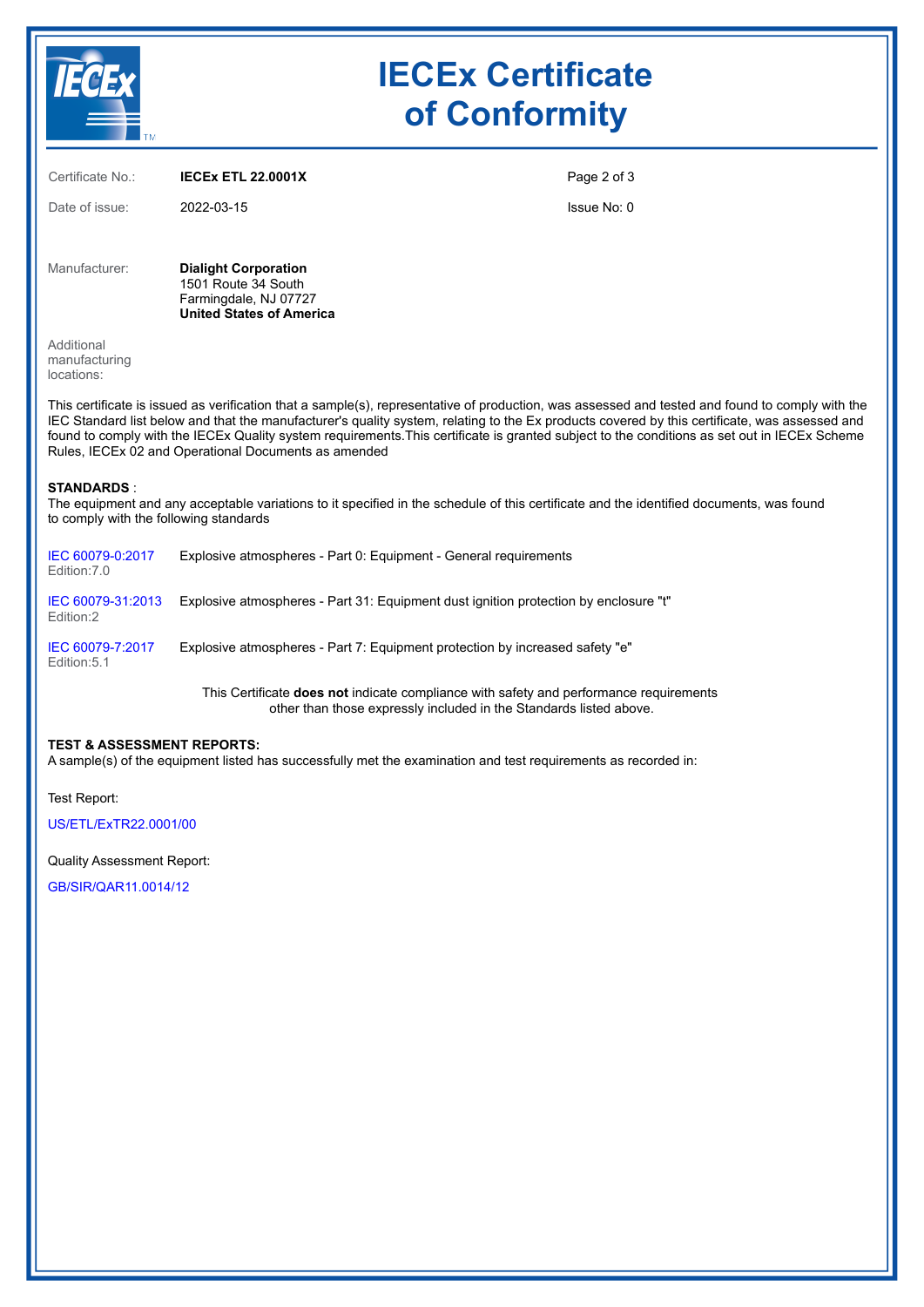# IECEx Certificate of Conformity

| | | | |
|---|---|---|---|
| Certificate No.: | **IECEx ETL 22.0001X** | | |
| Date of issue: | 2022-03-15 | | Issue No: 0 |

Manufacturer: **Dialight Corporation**
1501 Route 34 South
Farmingdale, NJ 07727
**United States of America**

Additional manufacturing locations:

This certificate is issued as verification that a sample(s), representative of production, was assessed and tested and found to comply with the IEC Standard list below and that the manufacturer's quality system, relating to the Ex products covered by this certificate, was assessed and found to comply with the IECEx Quality system requirements.This certificate is granted subject to the conditions as set out in IECEx Scheme Rules, IECEx 02 and Operational Documents as amended

**STANDARDS** :
The equipment and any acceptable variations to it specified in the schedule of this certificate and the identified documents, was found to comply with the following standards

| | |
|---|---|
| IEC 60079-0:2017 Edition:7.0 | Explosive atmospheres - Part 0: Equipment - General requirements |
| IEC 60079-31:2013 Edition:2 | Explosive atmospheres - Part 31: Equipment dust ignition protection by enclosure "t" |
| IEC 60079-7:2017 Edition:5.1 | Explosive atmospheres - Part 7: Equipment protection by increased safety "e" |

This Certificate **does not** indicate compliance with safety and performance requirements other than those expressly included in the Standards listed above.

**TEST & ASSESSMENT REPORTS:**
A sample(s) of the equipment listed has successfully met the examination and test requirements as recorded in:

Test Report:

US/ETL/ExTR22.0001/00

Quality Assessment Report:

GB/SIR/QAR11.0014/12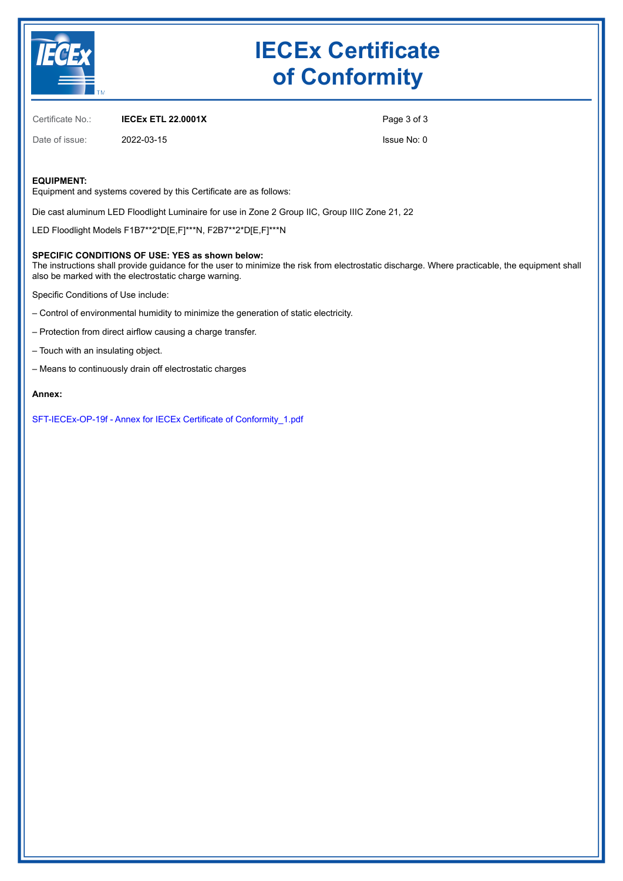# IECEx Certificate of Conformity

Certificate No.: **IECEx ETL 22.0001X**

Date of issue: 2022-03-15

Issue No: 0

**EQUIPMENT:**
Equipment and systems covered by this Certificate are as follows:

Die cast aluminum LED Floodlight Luminaire for use in Zone 2 Group IIC, Group IIIC Zone 21, 22

LED Floodlight Models F1B7**2*D[E,F]***N, F2B7**2*D[E,F]***N

**SPECIFIC CONDITIONS OF USE: YES as shown below:**
The instructions shall provide guidance for the user to minimize the risk from electrostatic discharge. Where practicable, the equipment shall also be marked with the electrostatic charge warning.

Specific Conditions of Use include:

– Control of environmental humidity to minimize the generation of static electricity.

– Protection from direct airflow causing a charge transfer.

– Touch with an insulating object.

– Means to continuously drain off electrostatic charges

**Annex:**

SFT-IECEx-OP-19f - Annex for IECEx Certificate of Conformity_1.pdf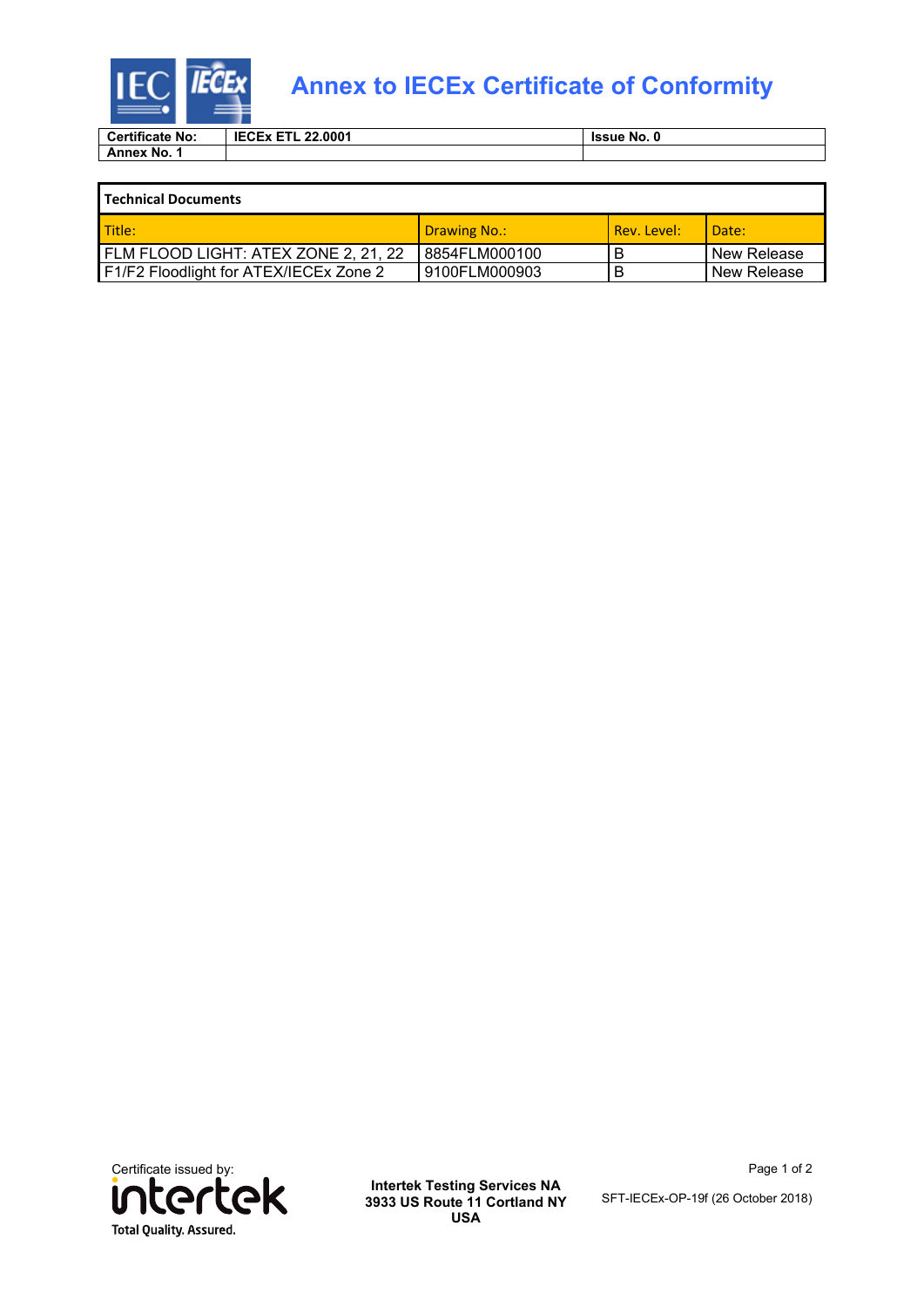# Annex to IECEx Certificate of Conformity

| Certificate No: | IECEx ETL 22.0001 | Issue No. 0 |
|---|---|---|
| Annex No. 1 | | |

| Technical Documents | | | |
|---|---|---|---|
| Title: | Drawing No.: | Rev. Level: | Date: |
| FLM FLOOD LIGHT: ATEX ZONE 2, 21, 22 | 8854FLM000100 | B | New Release |
| F1/F2 Floodlight for ATEX/IECEx Zone 2 | 9100FLM000903 | B | New Release |

Certificate issued by:

intertek
Total Quality. Assured.

**Intertek Testing Services NA**
**3933 US Route 11 Cortland NY**
**USA**

SFT-IECEx-OP-19f (26 October 2018)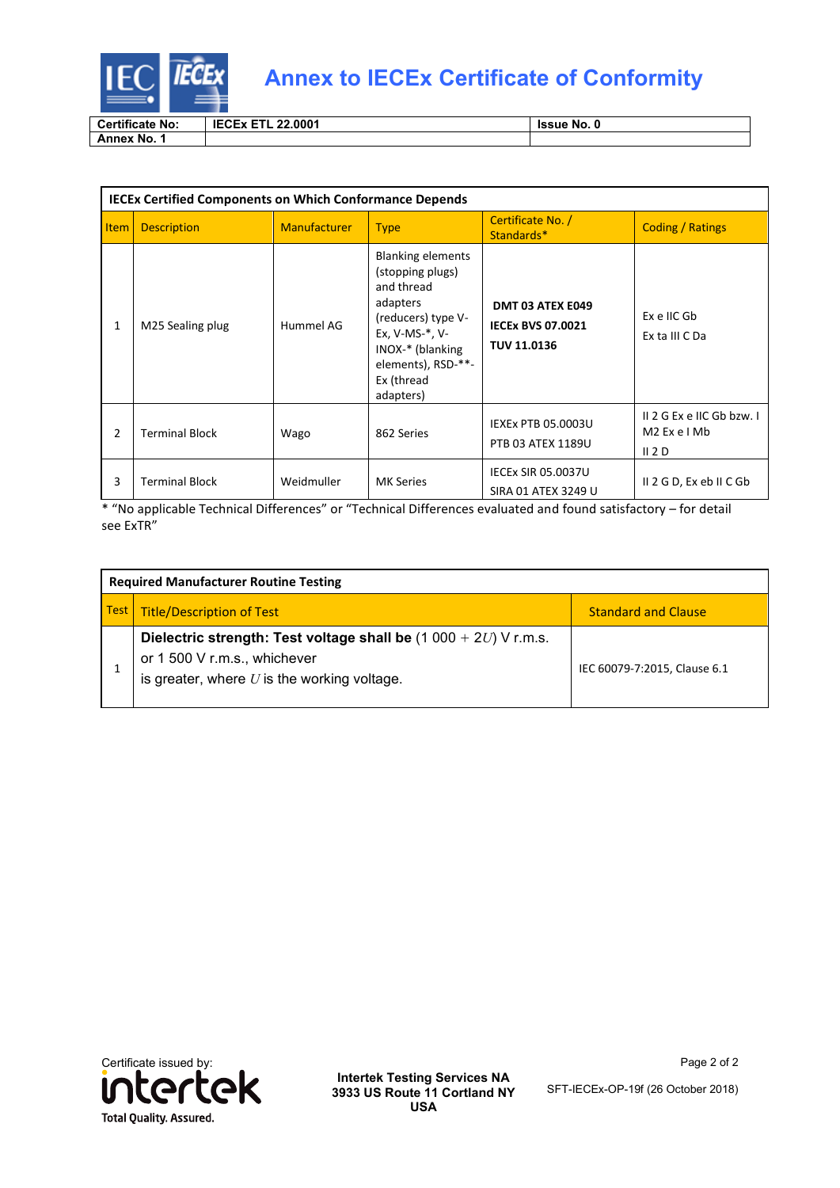# Annex to IECEx Certificate of Conformity

| Certificate No: | IECEx ETL 22.0001 | Issue No. 0 |
|---|---|---|
| Annex No. 1 | | |

**IECEx Certified Components on Which Conformance Depends**

| Item | Description | Manufacturer | Type | Certificate No. / Standards* | Coding / Ratings |
|---|---|---|---|---|---|
| 1 | M25 Sealing plug | Hummel AG | Blanking elements (stopping plugs) and thread adapters (reducers) type V-Ex, V-MS-*, V-INOX-* (blanking elements), RSD-**-Ex (thread adapters) | **DMT 03 ATEX E049** **IECEx BVS 07.0021** **TUV 11.0136** | Ex e IIC Gb Ex ta III C Da |
| 2 | Terminal Block | Wago | 862 Series | IEXEx PTB 05.0003U PTB 03 ATEX 1189U | II 2 G Ex e IIC Gb bzw. I M2 Ex e I Mb II 2 D |
| 3 | Terminal Block | Weidmuller | MK Series | IECEx SIR 05.0037U SIRA 01 ATEX 3249 U | II 2 G D, Ex eb II C Gb |

* “No applicable Technical Differences” or “Technical Differences evaluated and found satisfactory – for detail see ExTR”

**Required Manufacturer Routine Testing**

| Test | Title/Description of Test | Standard and Clause |
|---|---|---|
| 1 | **Dielectric strength: Test voltage shall be** $(1\,000 + 2U)$ V r.m.s. or 1 500 V r.m.s., whichever is greater, where $U$ is the working voltage. | IEC 60079-7:2015, Clause 6.1 |

Certificate issued by:

intertek
Total Quality. Assured.

**Intertek Testing Services NA**
**3933 US Route 11 Cortland NY**
**USA**

SFT-IECEx-OP-19f (26 October 2018)